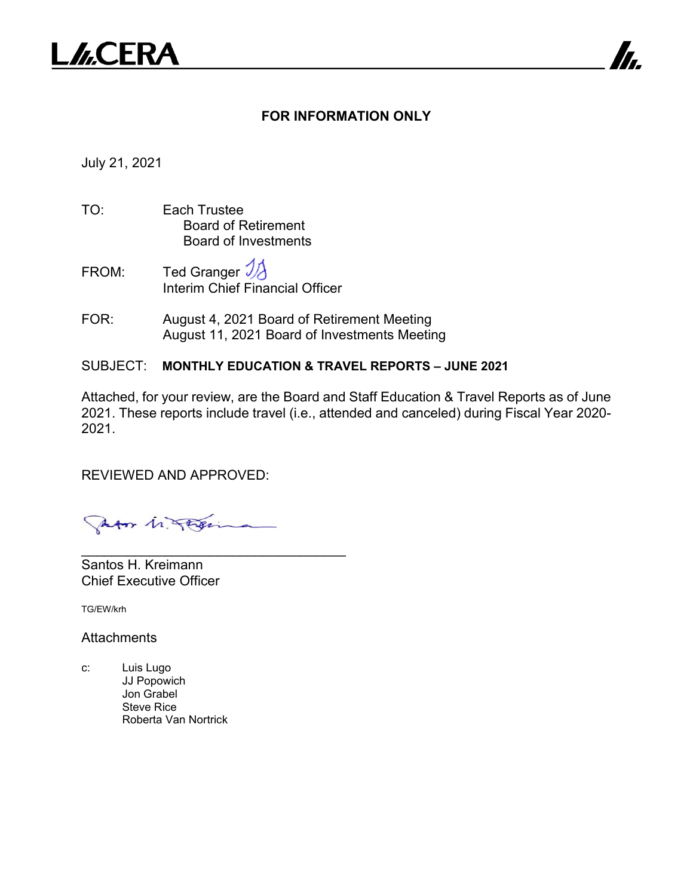L///.CERA

**FOR INFORMATION ONLY**

July 21, 2021

TO: Each Trustee
Board of Retirement
Board of Investments

FROM: Ted Granger
Interim Chief Financial Officer

FOR: August 4, 2021 Board of Retirement Meeting
August 11, 2021 Board of Investments Meeting

SUBJECT: **MONTHLY EDUCATION & TRAVEL REPORTS – JUNE 2021**

Attached, for your review, are the Board and Staff Education & Travel Reports as of June 2021. These reports include travel (i.e., attended and canceled) during Fiscal Year 2020-2021.

REVIEWED AND APPROVED:

___________________________________
Santos H. Kreimann
Chief Executive Officer

TG/EW/krh

Attachments

c: Luis Lugo
JJ Popowich
Jon Grabel
Steve Rice
Roberta Van Nortrick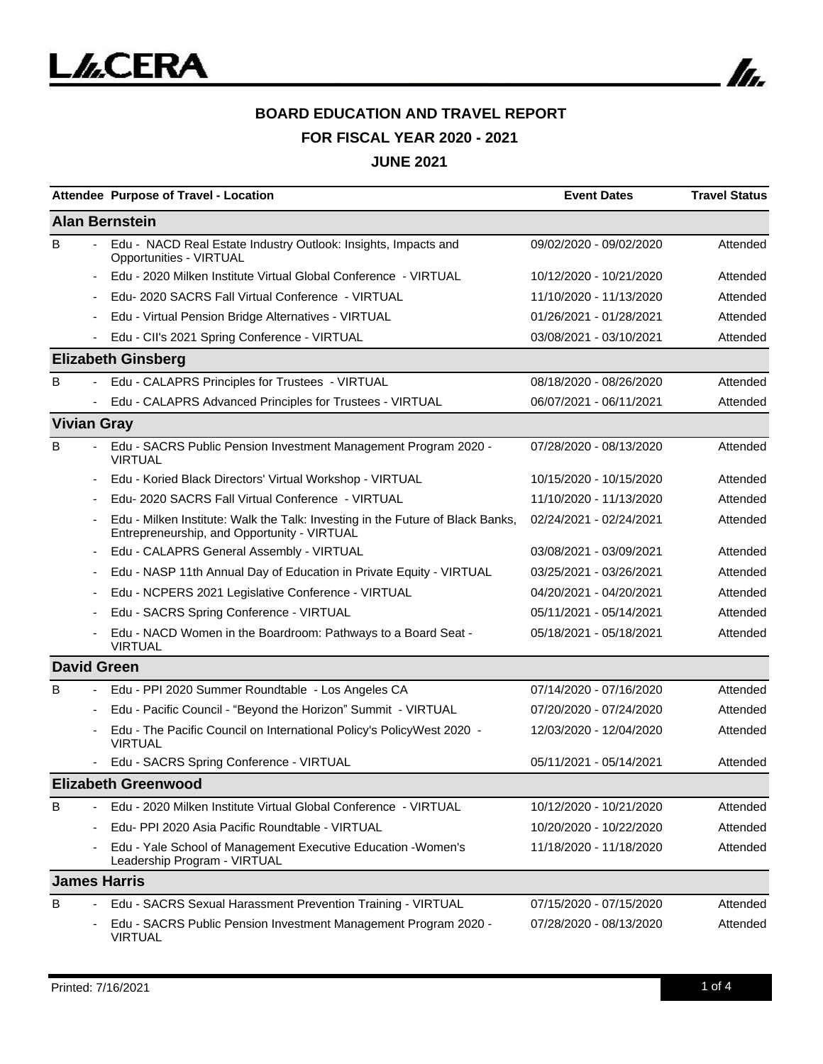**BOARD EDUCATION AND TRAVEL REPORT**

**FOR FISCAL YEAR 2020 - 2021**

**JUNE 2021**

| Attendee | | Purpose of Travel - Location | Event Dates | Travel Status |
|---|---|---|---|---|
| **Alan Bernstein** | | | | |
| B | - | Edu - NACD Real Estate Industry Outlook: Insights, Impacts and Opportunities - VIRTUAL | 09/02/2020 - 09/02/2020 | Attended |
| | - | Edu - 2020 Milken Institute Virtual Global Conference - VIRTUAL | 10/12/2020 - 10/21/2020 | Attended |
| | - | Edu- 2020 SACRS Fall Virtual Conference - VIRTUAL | 11/10/2020 - 11/13/2020 | Attended |
| | - | Edu - Virtual Pension Bridge Alternatives - VIRTUAL | 01/26/2021 - 01/28/2021 | Attended |
| | - | Edu - CII's 2021 Spring Conference - VIRTUAL | 03/08/2021 - 03/10/2021 | Attended |
| **Elizabeth Ginsberg** | | | | |
| B | - | Edu - CALAPRS Principles for Trustees - VIRTUAL | 08/18/2020 - 08/26/2020 | Attended |
| | - | Edu - CALAPRS Advanced Principles for Trustees - VIRTUAL | 06/07/2021 - 06/11/2021 | Attended |
| **Vivian Gray** | | | | |
| B | - | Edu - SACRS Public Pension Investment Management Program 2020 - VIRTUAL | 07/28/2020 - 08/13/2020 | Attended |
| | - | Edu - Koried Black Directors' Virtual Workshop - VIRTUAL | 10/15/2020 - 10/15/2020 | Attended |
| | - | Edu- 2020 SACRS Fall Virtual Conference - VIRTUAL | 11/10/2020 - 11/13/2020 | Attended |
| | - | Edu - Milken Institute: Walk the Talk: Investing in the Future of Black Banks, Entrepreneurship, and Opportunity - VIRTUAL | 02/24/2021 - 02/24/2021 | Attended |
| | - | Edu - CALAPRS General Assembly - VIRTUAL | 03/08/2021 - 03/09/2021 | Attended |
| | - | Edu - NASP 11th Annual Day of Education in Private Equity - VIRTUAL | 03/25/2021 - 03/26/2021 | Attended |
| | - | Edu - NCPERS 2021 Legislative Conference - VIRTUAL | 04/20/2021 - 04/20/2021 | Attended |
| | - | Edu - SACRS Spring Conference - VIRTUAL | 05/11/2021 - 05/14/2021 | Attended |
| | - | Edu - NACD Women in the Boardroom: Pathways to a Board Seat - VIRTUAL | 05/18/2021 - 05/18/2021 | Attended |
| **David Green** | | | | |
| B | - | Edu - PPI 2020 Summer Roundtable - Los Angeles CA | 07/14/2020 - 07/16/2020 | Attended |
| | - | Edu - Pacific Council - "Beyond the Horizon" Summit - VIRTUAL | 07/20/2020 - 07/24/2020 | Attended |
| | - | Edu - The Pacific Council on International Policy's PolicyWest 2020 - VIRTUAL | 12/03/2020 - 12/04/2020 | Attended |
| | - | Edu - SACRS Spring Conference - VIRTUAL | 05/11/2021 - 05/14/2021 | Attended |
| **Elizabeth Greenwood** | | | | |
| B | - | Edu - 2020 Milken Institute Virtual Global Conference - VIRTUAL | 10/12/2020 - 10/21/2020 | Attended |
| | - | Edu- PPI 2020 Asia Pacific Roundtable - VIRTUAL | 10/20/2020 - 10/22/2020 | Attended |
| | - | Edu - Yale School of Management Executive Education -Women's Leadership Program - VIRTUAL | 11/18/2020 - 11/18/2020 | Attended |
| **James Harris** | | | | |
| B | - | Edu - SACRS Sexual Harassment Prevention Training - VIRTUAL | 07/15/2020 - 07/15/2020 | Attended |
| | - | Edu - SACRS Public Pension Investment Management Program 2020 - VIRTUAL | 07/28/2020 - 08/13/2020 | Attended |

Printed: 7/16/2021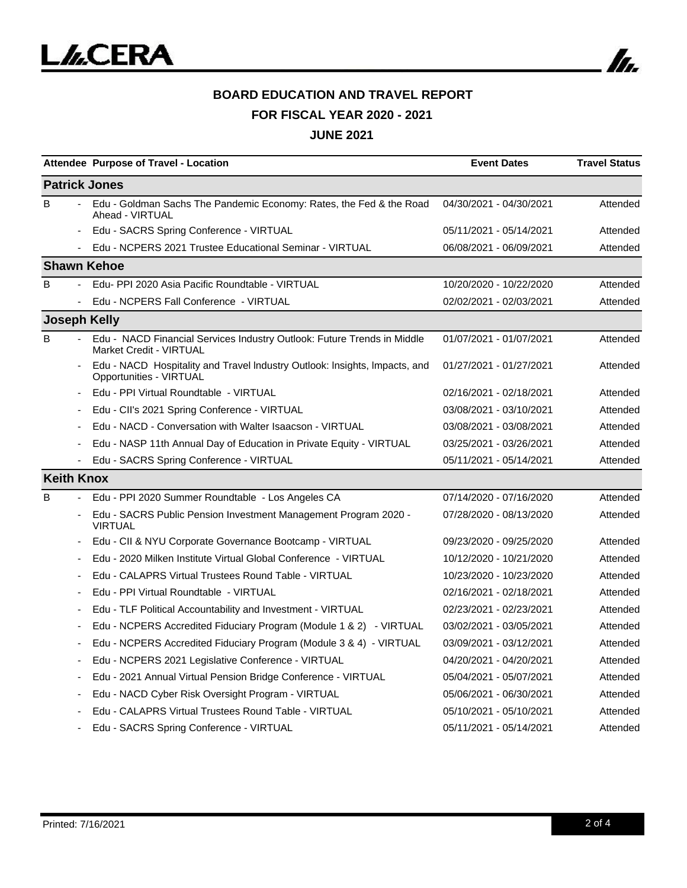## BOARD EDUCATION AND TRAVEL REPORT

## FOR FISCAL YEAR 2020 - 2021

## JUNE 2021

| Attendee | | Purpose of Travel - Location | Event Dates | Travel Status |
|---|---|---|---|---|
| **Patrick Jones** | | | | |
| B | - | Edu - Goldman Sachs The Pandemic Economy: Rates, the Fed & the Road Ahead - VIRTUAL | 04/30/2021 - 04/30/2021 | Attended |
| | - | Edu - SACRS Spring Conference - VIRTUAL | 05/11/2021 - 05/14/2021 | Attended |
| | - | Edu - NCPERS 2021 Trustee Educational Seminar - VIRTUAL | 06/08/2021 - 06/09/2021 | Attended |
| **Shawn Kehoe** | | | | |
| B | - | Edu- PPI 2020 Asia Pacific Roundtable - VIRTUAL | 10/20/2020 - 10/22/2020 | Attended |
| | - | Edu - NCPERS Fall Conference - VIRTUAL | 02/02/2021 - 02/03/2021 | Attended |
| **Joseph Kelly** | | | | |
| B | - | Edu - NACD Financial Services Industry Outlook: Future Trends in Middle Market Credit - VIRTUAL | 01/07/2021 - 01/07/2021 | Attended |
| | - | Edu - NACD Hospitality and Travel Industry Outlook: Insights, Impacts, and Opportunities - VIRTUAL | 01/27/2021 - 01/27/2021 | Attended |
| | - | Edu - PPI Virtual Roundtable - VIRTUAL | 02/16/2021 - 02/18/2021 | Attended |
| | - | Edu - CII's 2021 Spring Conference - VIRTUAL | 03/08/2021 - 03/10/2021 | Attended |
| | - | Edu - NACD - Conversation with Walter Isaacson - VIRTUAL | 03/08/2021 - 03/08/2021 | Attended |
| | - | Edu - NASP 11th Annual Day of Education in Private Equity - VIRTUAL | 03/25/2021 - 03/26/2021 | Attended |
| | - | Edu - SACRS Spring Conference - VIRTUAL | 05/11/2021 - 05/14/2021 | Attended |
| **Keith Knox** | | | | |
| B | - | Edu - PPI 2020 Summer Roundtable - Los Angeles CA | 07/14/2020 - 07/16/2020 | Attended |
| | - | Edu - SACRS Public Pension Investment Management Program 2020 - VIRTUAL | 07/28/2020 - 08/13/2020 | Attended |
| | - | Edu - CII & NYU Corporate Governance Bootcamp - VIRTUAL | 09/23/2020 - 09/25/2020 | Attended |
| | - | Edu - 2020 Milken Institute Virtual Global Conference - VIRTUAL | 10/12/2020 - 10/21/2020 | Attended |
| | - | Edu - CALAPRS Virtual Trustees Round Table - VIRTUAL | 10/23/2020 - 10/23/2020 | Attended |
| | - | Edu - PPI Virtual Roundtable - VIRTUAL | 02/16/2021 - 02/18/2021 | Attended |
| | - | Edu - TLF Political Accountability and Investment - VIRTUAL | 02/23/2021 - 02/23/2021 | Attended |
| | - | Edu - NCPERS Accredited Fiduciary Program (Module 1 & 2) - VIRTUAL | 03/02/2021 - 03/05/2021 | Attended |
| | - | Edu - NCPERS Accredited Fiduciary Program (Module 3 & 4) - VIRTUAL | 03/09/2021 - 03/12/2021 | Attended |
| | - | Edu - NCPERS 2021 Legislative Conference - VIRTUAL | 04/20/2021 - 04/20/2021 | Attended |
| | - | Edu - 2021 Annual Virtual Pension Bridge Conference - VIRTUAL | 05/04/2021 - 05/07/2021 | Attended |
| | - | Edu - NACD Cyber Risk Oversight Program - VIRTUAL | 05/06/2021 - 06/30/2021 | Attended |
| | - | Edu - CALAPRS Virtual Trustees Round Table - VIRTUAL | 05/10/2021 - 05/10/2021 | Attended |
| | - | Edu - SACRS Spring Conference - VIRTUAL | 05/11/2021 - 05/14/2021 | Attended |

Printed: 7/16/2021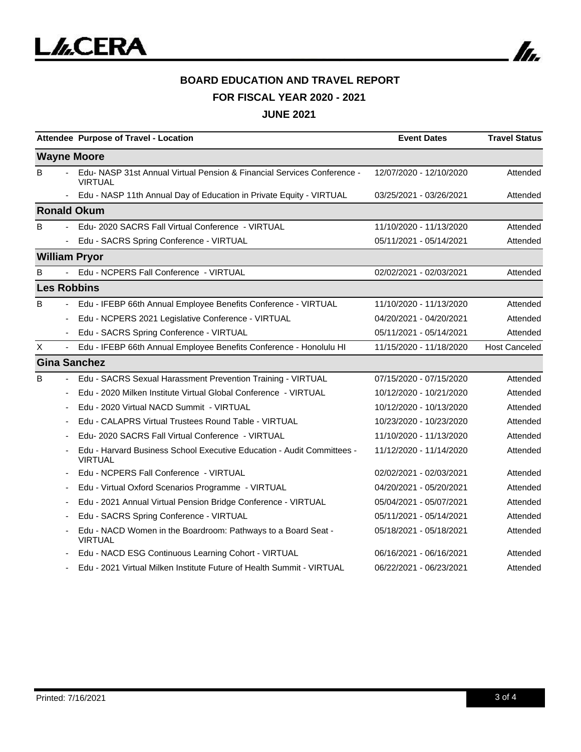**BOARD EDUCATION AND TRAVEL REPORT**

**FOR FISCAL YEAR 2020 - 2021**

**JUNE 2021**

| Attendee | | Purpose of Travel - Location | Event Dates | Travel Status |
|---|---|---|---|---|
| **Wayne Moore** | | | | |
| B | - | Edu- NASP 31st Annual Virtual Pension & Financial Services Conference - VIRTUAL | 12/07/2020 - 12/10/2020 | Attended |
| | - | Edu - NASP 11th Annual Day of Education in Private Equity - VIRTUAL | 03/25/2021 - 03/26/2021 | Attended |
| **Ronald Okum** | | | | |
| B | - | Edu- 2020 SACRS Fall Virtual Conference - VIRTUAL | 11/10/2020 - 11/13/2020 | Attended |
| | - | Edu - SACRS Spring Conference - VIRTUAL | 05/11/2021 - 05/14/2021 | Attended |
| **William Pryor** | | | | |
| B | - | Edu - NCPERS Fall Conference - VIRTUAL | 02/02/2021 - 02/03/2021 | Attended |
| **Les Robbins** | | | | |
| B | - | Edu - IFEBP 66th Annual Employee Benefits Conference - VIRTUAL | 11/10/2020 - 11/13/2020 | Attended |
| | - | Edu - NCPERS 2021 Legislative Conference - VIRTUAL | 04/20/2021 - 04/20/2021 | Attended |
| | - | Edu - SACRS Spring Conference - VIRTUAL | 05/11/2021 - 05/14/2021 | Attended |
| X | - | Edu - IFEBP 66th Annual Employee Benefits Conference - Honolulu HI | 11/15/2020 - 11/18/2020 | Host Canceled |
| **Gina Sanchez** | | | | |
| B | - | Edu - SACRS Sexual Harassment Prevention Training - VIRTUAL | 07/15/2020 - 07/15/2020 | Attended |
| | - | Edu - 2020 Milken Institute Virtual Global Conference - VIRTUAL | 10/12/2020 - 10/21/2020 | Attended |
| | - | Edu - 2020 Virtual NACD Summit - VIRTUAL | 10/12/2020 - 10/13/2020 | Attended |
| | - | Edu - CALAPRS Virtual Trustees Round Table - VIRTUAL | 10/23/2020 - 10/23/2020 | Attended |
| | - | Edu- 2020 SACRS Fall Virtual Conference - VIRTUAL | 11/10/2020 - 11/13/2020 | Attended |
| | - | Edu - Harvard Business School Executive Education - Audit Committees - VIRTUAL | 11/12/2020 - 11/14/2020 | Attended |
| | - | Edu - NCPERS Fall Conference - VIRTUAL | 02/02/2021 - 02/03/2021 | Attended |
| | - | Edu - Virtual Oxford Scenarios Programme - VIRTUAL | 04/20/2021 - 05/20/2021 | Attended |
| | - | Edu - 2021 Annual Virtual Pension Bridge Conference - VIRTUAL | 05/04/2021 - 05/07/2021 | Attended |
| | - | Edu - SACRS Spring Conference - VIRTUAL | 05/11/2021 - 05/14/2021 | Attended |
| | - | Edu - NACD Women in the Boardroom: Pathways to a Board Seat - VIRTUAL | 05/18/2021 - 05/18/2021 | Attended |
| | - | Edu - NACD ESG Continuous Learning Cohort - VIRTUAL | 06/16/2021 - 06/16/2021 | Attended |
| | - | Edu - 2021 Virtual Milken Institute Future of Health Summit - VIRTUAL | 06/22/2021 - 06/23/2021 | Attended |

Printed: 7/16/2021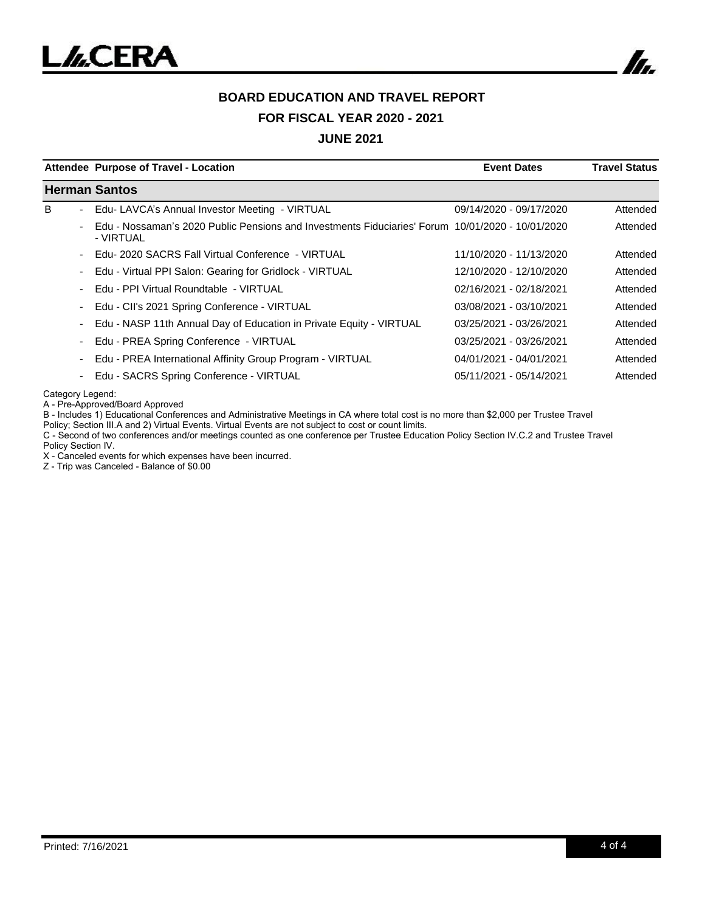**BOARD EDUCATION AND TRAVEL REPORT**

**FOR FISCAL YEAR 2020 - 2021**

**JUNE 2021**

| Attendee | | Purpose of Travel - Location | Event Dates | Travel Status |
|---|---|---|---|---|
| **Herman Santos** | | | | |
| B | - | Edu- LAVCA's Annual Investor Meeting - VIRTUAL | 09/14/2020 - 09/17/2020 | Attended |
| | - | Edu - Nossaman's 2020 Public Pensions and Investments Fiduciaries' Forum - VIRTUAL | 10/01/2020 - 10/01/2020 | Attended |
| | - | Edu- 2020 SACRS Fall Virtual Conference - VIRTUAL | 11/10/2020 - 11/13/2020 | Attended |
| | - | Edu - Virtual PPI Salon: Gearing for Gridlock - VIRTUAL | 12/10/2020 - 12/10/2020 | Attended |
| | - | Edu - PPI Virtual Roundtable - VIRTUAL | 02/16/2021 - 02/18/2021 | Attended |
| | - | Edu - CII's 2021 Spring Conference - VIRTUAL | 03/08/2021 - 03/10/2021 | Attended |
| | - | Edu - NASP 11th Annual Day of Education in Private Equity - VIRTUAL | 03/25/2021 - 03/26/2021 | Attended |
| | - | Edu - PREA Spring Conference - VIRTUAL | 03/25/2021 - 03/26/2021 | Attended |
| | - | Edu - PREA International Affinity Group Program - VIRTUAL | 04/01/2021 - 04/01/2021 | Attended |
| | - | Edu - SACRS Spring Conference - VIRTUAL | 05/11/2021 - 05/14/2021 | Attended |

Category Legend:

A - Pre-Approved/Board Approved

B - Includes 1) Educational Conferences and Administrative Meetings in CA where total cost is no more than $2,000 per Trustee Travel Policy; Section III.A and 2) Virtual Events. Virtual Events are not subject to cost or count limits.

C - Second of two conferences and/or meetings counted as one conference per Trustee Education Policy Section IV.C.2 and Trustee Travel Policy Section IV.

X - Canceled events for which expenses have been incurred.

Z - Trip was Canceled - Balance of $0.00

Printed: 7/16/2021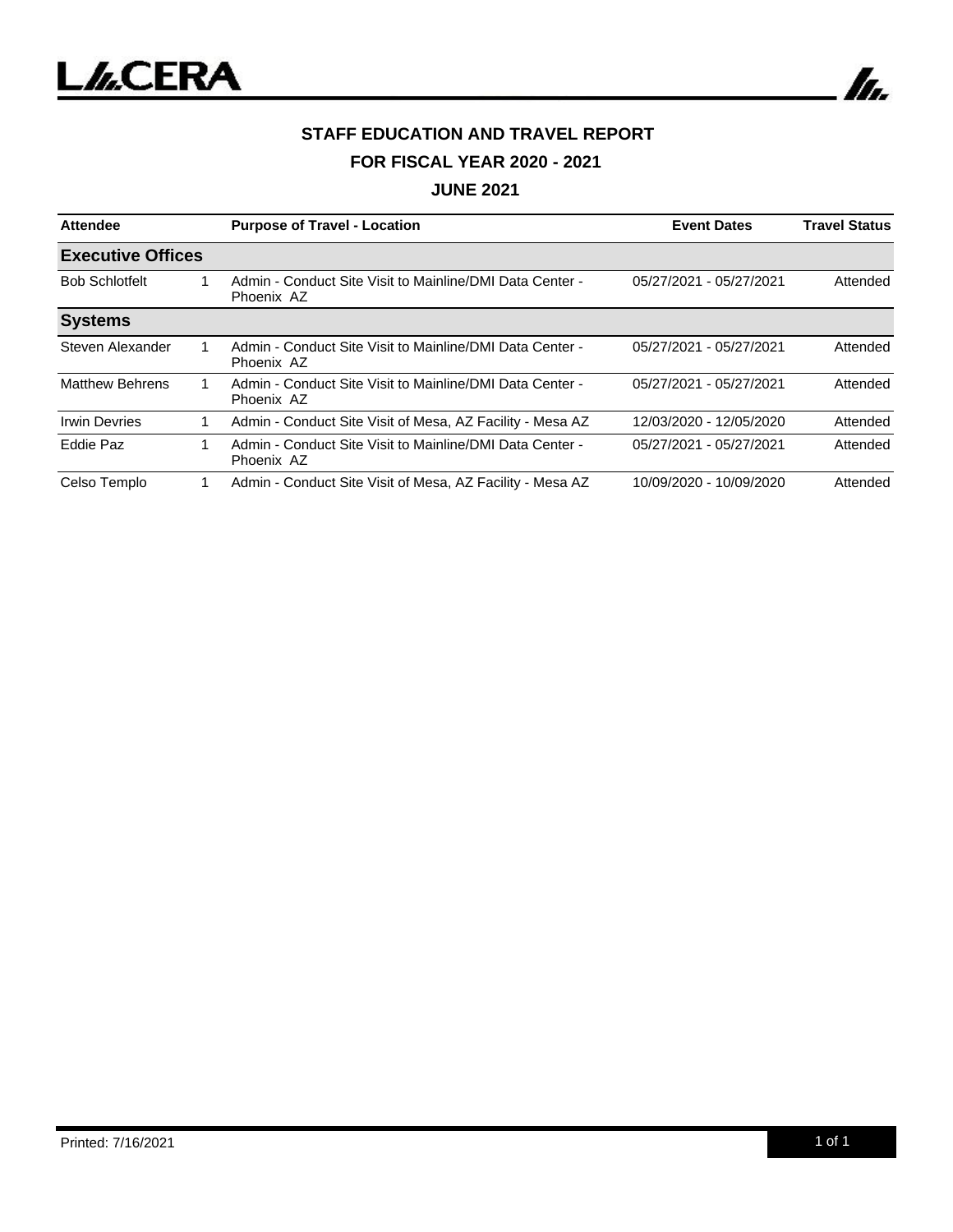# STAFF EDUCATION AND TRAVEL REPORT

## FOR FISCAL YEAR 2020 - 2021

## JUNE 2021

| Attendee | | Purpose of Travel - Location | Event Dates | Travel Status |
|---|---|---|---|---|
| **Executive Offices** | | | | |
| Bob Schlotfelt | 1 | Admin - Conduct Site Visit to Mainline/DMI Data Center - Phoenix AZ | 05/27/2021 - 05/27/2021 | Attended |
| **Systems** | | | | |
| Steven Alexander | 1 | Admin - Conduct Site Visit to Mainline/DMI Data Center - Phoenix AZ | 05/27/2021 - 05/27/2021 | Attended |
| Matthew Behrens | 1 | Admin - Conduct Site Visit to Mainline/DMI Data Center - Phoenix AZ | 05/27/2021 - 05/27/2021 | Attended |
| Irwin Devries | 1 | Admin - Conduct Site Visit of Mesa, AZ Facility - Mesa AZ | 12/03/2020 - 12/05/2020 | Attended |
| Eddie Paz | 1 | Admin - Conduct Site Visit to Mainline/DMI Data Center - Phoenix AZ | 05/27/2021 - 05/27/2021 | Attended |
| Celso Templo | 1 | Admin - Conduct Site Visit of Mesa, AZ Facility - Mesa AZ | 10/09/2020 - 10/09/2020 | Attended |

Printed: 7/16/2021